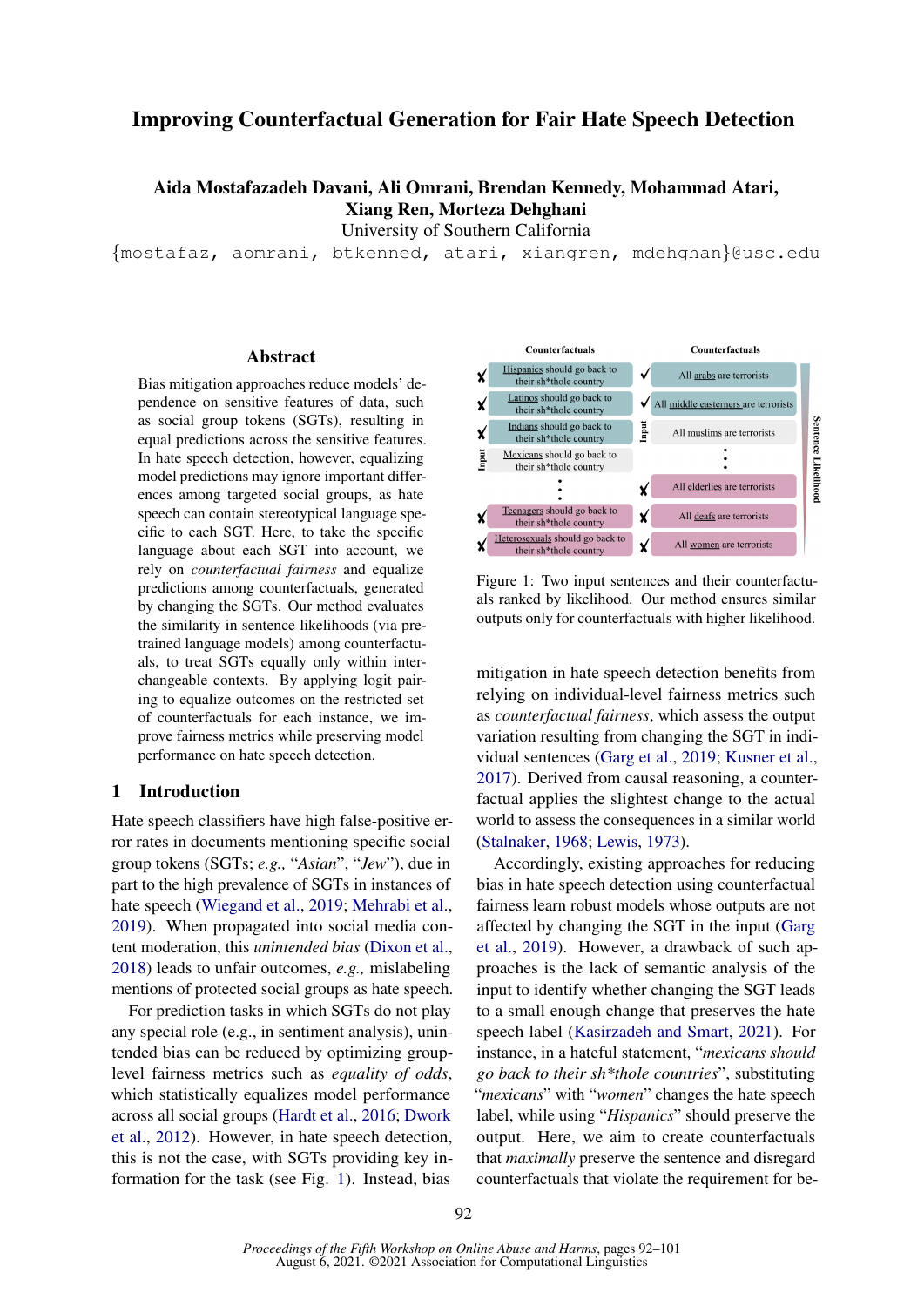# Improving Counterfactual Generation for Fair Hate Speech Detection

**Aida Mostafazadeh Davani, Ali Omrani, Brendan Kennedy, Mohammad Atari, Xiang Ren, Morteza Dehghani**
University of Southern California
{mostafaz, aomrani, btkenned, atari, xiangren, mdehghan}@usc.edu

## Abstract

Bias mitigation approaches reduce models' dependence on sensitive features of data, such as social group tokens (SGTs), resulting in equal predictions across the sensitive features. In hate speech detection, however, equalizing model predictions may ignore important differences among targeted social groups, as hate speech can contain stereotypical language specific to each SGT. Here, to take the specific language about each SGT into account, we rely on *counterfactual fairness* and equalize predictions among counterfactuals, generated by changing the SGTs. Our method evaluates the similarity in sentence likelihoods (via pre-trained language models) among counterfactuals, to treat SGTs equally only within interchangeable contexts. By applying logit pairing to equalize outcomes on the restricted set of counterfactuals for each instance, we improve fairness metrics while preserving model performance on hate speech detection.

## 1 Introduction

Hate speech classifiers have high false-positive error rates in documents mentioning specific social group tokens (SGTs; *e.g.,* "*Asian*", "*Jew*"), due in part to the high prevalence of SGTs in instances of hate speech (Wiegand et al., 2019; Mehrabi et al., 2019). When propagated into social media content moderation, this *unintended bias* (Dixon et al., 2018) leads to unfair outcomes, *e.g.,* mislabeling mentions of protected social groups as hate speech.

For prediction tasks in which SGTs do not play any special role (e.g., in sentiment analysis), unintended bias can be reduced by optimizing group-level fairness metrics such as *equality of odds*, which statistically equalizes model performance across all social groups (Hardt et al., 2016; Dwork et al., 2012). However, in hate speech detection, this is not the case, with SGTs providing key information for the task (see Fig. 1). Instead, bias mitigation in hate speech detection benefits from relying on individual-level fairness metrics such as *counterfactual fairness*, which assess the output variation resulting from changing the SGT in individual sentences (Garg et al., 2019; Kusner et al., 2017). Derived from causal reasoning, a counterfactual applies the slightest change to the actual world to assess the consequences in a similar world (Stalnaker, 1968; Lewis, 1973).

| Counterfactuals | | Counterfactuals | |
| --- | --- | --- | --- |
| ✗ | Hispanics should go back to their sh*thole country | ✓ | All arabs are terrorists |
| ✗ | Latinos should go back to their sh*thole country | ✓ | All middle easterners are terrorists |
| ✗ | Indians should go back to their sh*thole country | Input | All muslims are terrorists |
| Input | Mexicans should go back to their sh*thole country | | ⋮ |
| | ⋮ | ✗ | All elderlies are terrorists |
| ✗ | Teenagers should go back to their sh*thole country | ✗ | All deafs are terrorists |
| ✗ | Heterosexuals should go back to their sh*thole country | ✗ | All women are terrorists |

Figure 1: Two input sentences and their counterfactuals ranked by likelihood. Our method ensures similar outputs only for counterfactuals with higher likelihood.

Accordingly, existing approaches for reducing bias in hate speech detection using counterfactual fairness learn robust models whose outputs are not affected by changing the SGT in the input (Garg et al., 2019). However, a drawback of such approaches is the lack of semantic analysis of the input to identify whether changing the SGT leads to a small enough change that preserves the hate speech label (Kasirzadeh and Smart, 2021). For instance, in a hateful statement, "*mexicans should go back to their sh*thole countries*", substituting "*mexicans*" with "*women*" changes the hate speech label, while using "*Hispanics*" should preserve the output. Here, we aim to create counterfactuals that *maximally* preserve the sentence and disregard counterfactuals that violate the requirement for be-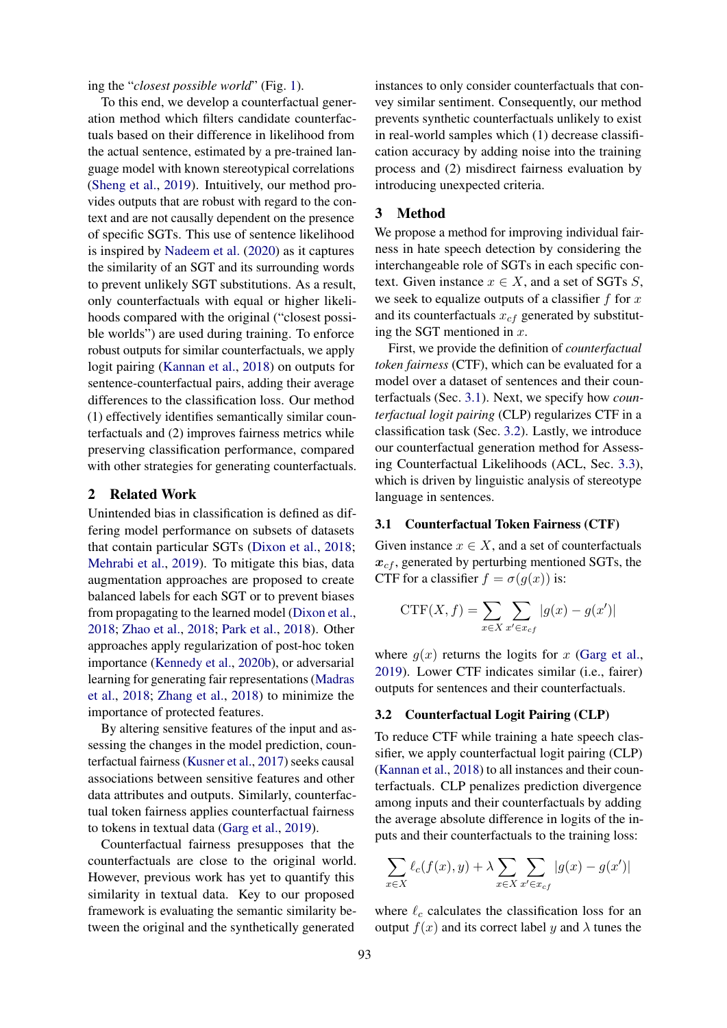ing the "*closest possible world*" (Fig. 1).

To this end, we develop a counterfactual generation method which filters candidate counterfactuals based on their difference in likelihood from the actual sentence, estimated by a pre-trained language model with known stereotypical correlations (Sheng et al., 2019). Intuitively, our method provides outputs that are robust with regard to the context and are not causally dependent on the presence of specific SGTs. This use of sentence likelihood is inspired by Nadeem et al. (2020) as it captures the similarity of an SGT and its surrounding words to prevent unlikely SGT substitutions. As a result, only counterfactuals with equal or higher likelihoods compared with the original ("closest possible worlds") are used during training. To enforce robust outputs for similar counterfactuals, we apply logit pairing (Kannan et al., 2018) on outputs for sentence-counterfactual pairs, adding their average differences to the classification loss. Our method (1) effectively identifies semantically similar counterfactuals and (2) improves fairness metrics while preserving classification performance, compared with other strategies for generating counterfactuals.

## 2 Related Work

Unintended bias in classification is defined as differing model performance on subsets of datasets that contain particular SGTs (Dixon et al., 2018; Mehrabi et al., 2019). To mitigate this bias, data augmentation approaches are proposed to create balanced labels for each SGT or to prevent biases from propagating to the learned model (Dixon et al., 2018; Zhao et al., 2018; Park et al., 2018). Other approaches apply regularization of post-hoc token importance (Kennedy et al., 2020b), or adversarial learning for generating fair representations (Madras et al., 2018; Zhang et al., 2018) to minimize the importance of protected features.

By altering sensitive features of the input and assessing the changes in the model prediction, counterfactual fairness (Kusner et al., 2017) seeks causal associations between sensitive features and other data attributes and outputs. Similarly, counterfactual token fairness applies counterfactual fairness to tokens in textual data (Garg et al., 2019).

Counterfactual fairness presupposes that the counterfactuals are close to the original world. However, previous work has yet to quantify this similarity in textual data. Key to our proposed framework is evaluating the semantic similarity between the original and the synthetically generated instances to only consider counterfactuals that convey similar sentiment. Consequently, our method prevents synthetic counterfactuals unlikely to exist in real-world samples which (1) decrease classification accuracy by adding noise into the training process and (2) misdirect fairness evaluation by introducing unexpected criteria.

## 3 Method

We propose a method for improving individual fairness in hate speech detection by considering the interchangeable role of SGTs in each specific context. Given instance $x \in X$, and a set of SGTs $S$, we seek to equalize outputs of a classifier $f$ for $x$ and its counterfactuals $x_{cf}$ generated by substituting the SGT mentioned in $x$.

First, we provide the definition of *counterfactual token fairness* (CTF), which can be evaluated for a model over a dataset of sentences and their counterfactuals (Sec. 3.1). Next, we specify how *counterfactual logit pairing* (CLP) regularizes CTF in a classification task (Sec. 3.2). Lastly, we introduce our counterfactual generation method for Assessing Counterfactual Likelihoods (ACL, Sec. 3.3), which is driven by linguistic analysis of stereotype language in sentences.

### 3.1 Counterfactual Token Fairness (CTF)

Given instance $x \in X$, and a set of counterfactuals $\boldsymbol{x}_{cf}$, generated by perturbing mentioned SGTs, the CTF for a classifier $f = \sigma(g(x))$ is:

$$\text{CTF}(X, f) = \sum_{x \in X} \sum_{x' \in x_{cf}} |g(x) - g(x')|$$

where $g(x)$ returns the logits for $x$ (Garg et al., 2019). Lower CTF indicates similar (i.e., fairer) outputs for sentences and their counterfactuals.

### 3.2 Counterfactual Logit Pairing (CLP)

To reduce CTF while training a hate speech classifier, we apply counterfactual logit pairing (CLP) (Kannan et al., 2018) to all instances and their counterfactuals. CLP penalizes prediction divergence among inputs and their counterfactuals by adding the average absolute difference in logits of the inputs and their counterfactuals to the training loss:

$$\sum_{x \in X} \ell_c(f(x), y) + \lambda \sum_{x \in X} \sum_{x' \in x_{cf}} |g(x) - g(x')|$$

where $\ell_c$ calculates the classification loss for an output $f(x)$ and its correct label $y$ and $\lambda$ tunes the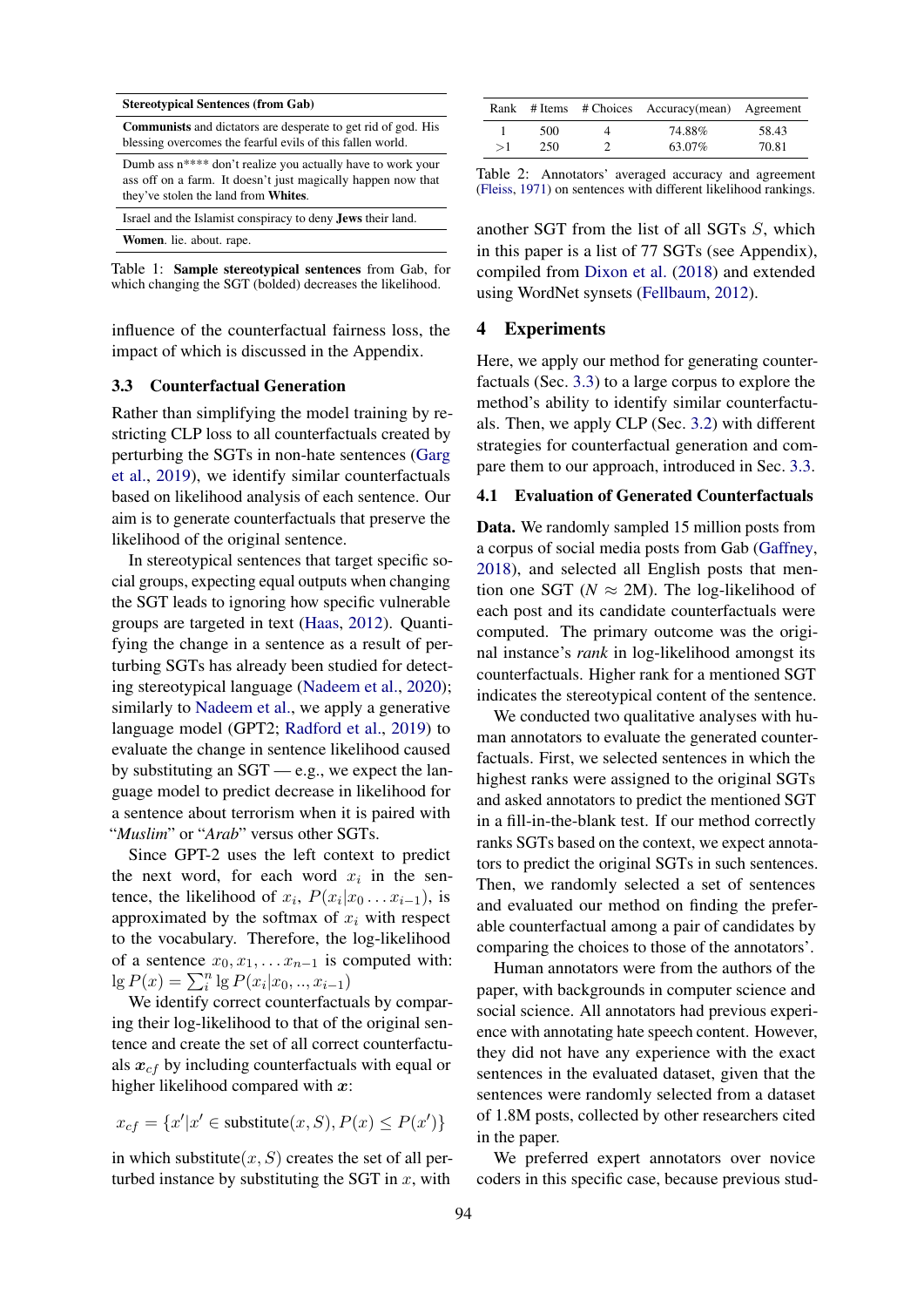| Stereotypical Sentences (from Gab) |
| --- |
| **Communists** and dictators are desperate to get rid of god. His blessing overcomes the fearful evils of this fallen world. |
| Dumb ass n**** don't realize you actually have to work your ass off on a farm. It doesn't just magically happen now that they've stolen the land from **Whites**. |
| Israel and the Islamist conspiracy to deny **Jews** their land. |
| **Women**. lie. about. rape. |

Table 1: **Sample stereotypical sentences** from Gab, for which changing the SGT (bolded) decreases the likelihood.

influence of the counterfactual fairness loss, the impact of which is discussed in the Appendix.

### 3.3 Counterfactual Generation

Rather than simplifying the model training by restricting CLP loss to all counterfactuals created by perturbing the SGTs in non-hate sentences (Garg et al., 2019), we identify similar counterfactuals based on likelihood analysis of each sentence. Our aim is to generate counterfactuals that preserve the likelihood of the original sentence.

In stereotypical sentences that target specific social groups, expecting equal outputs when changing the SGT leads to ignoring how specific vulnerable groups are targeted in text (Haas, 2012). Quantifying the change in a sentence as a result of perturbing SGTs has already been studied for detecting stereotypical language (Nadeem et al., 2020); similarly to Nadeem et al., we apply a generative language model (GPT2; Radford et al., 2019) to evaluate the change in sentence likelihood caused by substituting an SGT — e.g., we expect the language model to predict decrease in likelihood for a sentence about terrorism when it is paired with "*Muslim*" or "*Arab*" versus other SGTs.

Since GPT-2 uses the left context to predict the next word, for each word $x_i$ in the sentence, the likelihood of $x_i$, $P(x_i|x_0 \dots x_{i-1})$, is approximated by the softmax of $x_i$ with respect to the vocabulary. Therefore, the log-likelihood of a sentence $x_0, x_1, \dots x_{n-1}$ is computed with: $\lg P(x) = \sum_i^n \lg P(x_i|x_0, .., x_{i-1})$

We identify correct counterfactuals by comparing their log-likelihood to that of the original sentence and create the set of all correct counterfactuals $\boldsymbol{x}_{cf}$ by including counterfactuals with equal or higher likelihood compared with $\boldsymbol{x}$:

$$x_{cf} = \{x' | x' \in \text{substitute}(x, S), P(x) \leq P(x')\}$$

in which substitute$(x, S)$ creates the set of all perturbed instance by substituting the SGT in $x$, with another SGT from the list of all SGTs $S$, which in this paper is a list of 77 SGTs (see Appendix), compiled from Dixon et al. (2018) and extended using WordNet synsets (Fellbaum, 2012).

| Rank | # Items | # Choices | Accuracy(mean) | Agreement |
| --- | --- | --- | --- | --- |
| 1 | 500 | 4 | 74.88% | 58.43 |
| >1 | 250 | 2 | 63.07% | 70.81 |

Table 2: Annotators' averaged accuracy and agreement (Fleiss, 1971) on sentences with different likelihood rankings.

## 4 Experiments

Here, we apply our method for generating counterfactuals (Sec. 3.3) to a large corpus to explore the method's ability to identify similar counterfactuals. Then, we apply CLP (Sec. 3.2) with different strategies for counterfactual generation and compare them to our approach, introduced in Sec. 3.3.

### 4.1 Evaluation of Generated Counterfactuals

**Data.** We randomly sampled 15 million posts from a corpus of social media posts from Gab (Gaffney, 2018), and selected all English posts that mention one SGT ($N \approx$ 2M). The log-likelihood of each post and its candidate counterfactuals were computed. The primary outcome was the original instance's *rank* in log-likelihood amongst its counterfactuals. Higher rank for a mentioned SGT indicates the stereotypical content of the sentence.

We conducted two qualitative analyses with human annotators to evaluate the generated counterfactuals. First, we selected sentences in which the highest ranks were assigned to the original SGTs and asked annotators to predict the mentioned SGT in a fill-in-the-blank test. If our method correctly ranks SGTs based on the context, we expect annotators to predict the original SGTs in such sentences. Then, we randomly selected a set of sentences and evaluated our method on finding the preferable counterfactual among a pair of candidates by comparing the choices to those of the annotators'.

Human annotators were from the authors of the paper, with backgrounds in computer science and social science. All annotators had previous experience with annotating hate speech content. However, they did not have any experience with the exact sentences in the evaluated dataset, given that the sentences were randomly selected from a dataset of 1.8M posts, collected by other researchers cited in the paper.

We preferred expert annotators over novice coders in this specific case, because previous stud-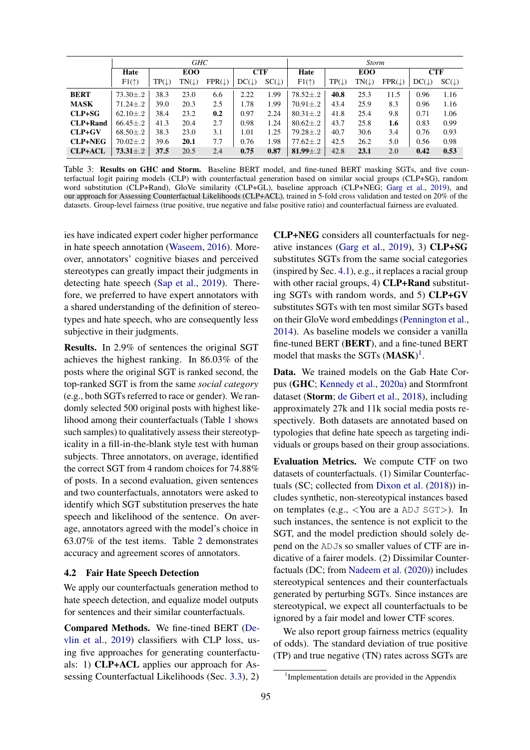|  | *GHC* | | | | | | *Storm* | | | | | |
|---|---|---|---|---|---|---|---|---|---|---|---|---|
|  | **Hate** | **EOO** | | | **CTF** | | **Hate** | **EOO** | | | **CTF** | |
|  | F1(↑) | TP(↓) | TN(↓) | FPR(↓) | DC(↓) | SC(↓) | F1(↑) | TP(↓) | TN(↓) | FPR(↓) | DC(↓) | SC(↓) |
| **BERT** | 73.30±.2 | 38.3 | 23.0 | 6.6 | 2.22 | 1.99 | 78.52±.2 | **40.8** | 25.3 | 11.5 | 0.96 | 1.16 |
| **MASK** | 71.24±.2 | 39.0 | 20.3 | 2.5 | 1.78 | 1.99 | 70.91±.2 | 43.4 | 25.9 | 8.3 | 0.96 | 1.16 |
| **CLP+SG** | 62.10±.2 | 38.4 | 23.2 | **0.2** | 0.97 | 2.24 | 80.31±.2 | 41.8 | 25.4 | 9.8 | 0.71 | 1.06 |
| **CLP+Rand** | 66.45±.2 | 41.3 | 20.4 | 2.7 | 0.98 | 1.24 | 80.62±.2 | 43.7 | 25.8 | **1.6** | 0.83 | 0.99 |
| **CLP+GV** | 68.50±.2 | 38.3 | 23.0 | 3.1 | 1.01 | 1.25 | 79.28±.2 | 40.7 | 30.6 | 3.4 | 0.76 | 0.93 |
| **CLP+NEG** | 70.02±.2 | 39.6 | **20.1** | 7.7 | 0.76 | 1.98 | 77.62±.2 | 42.5 | 26.2 | 5.0 | 0.56 | 0.98 |
| **CLP+ACL** | **73.31**±.2 | **37.5** | 20.5 | 2.4 | **0.75** | **0.87** | **81.99**±.2 | 42.8 | **23.1** | 2.0 | **0.42** | **0.53** |

Table 3: **Results on GHC and Storm.** Baseline BERT model, and fine-tuned BERT masking SGTs, and five counterfactual logit pairing models (CLP) with counterfactual generation based on similar social groups (CLP+SG), random word substitution (CLP+Rand), GloVe similarity (CLP+GL), baseline approach (CLP+NEG; Garg et al., 2019), and our approach for Assessing Counterfactual Likelihoods (CLP+ACL), trained in 5-fold cross validation and tested on 20% of the datasets. Group-level fairness (true positive, true negative and false positive ratio) and counterfactual fairness are evaluated.

ies have indicated expert coder higher performance in hate speech annotation (Waseem, 2016). Moreover, annotators' cognitive biases and perceived stereotypes can greatly impact their judgments in detecting hate speech (Sap et al., 2019). Therefore, we preferred to have expert annotators with a shared understanding of the definition of stereotypes and hate speech, who are consequently less subjective in their judgments.

**Results.** In 2.9% of sentences the original SGT achieves the highest ranking. In 86.03% of the posts where the original SGT is ranked second, the top-ranked SGT is from the same *social category* (e.g., both SGTs referred to race or gender). We randomly selected 500 original posts with highest likelihood among their counterfactuals (Table 1 shows such samples) to qualitatively assess their stereotypicality in a fill-in-the-blank style test with human subjects. Three annotators, on average, identified the correct SGT from 4 random choices for 74.88% of posts. In a second evaluation, given sentences and two counterfactuals, annotators were asked to identify which SGT substitution preserves the hate speech and likelihood of the sentence. On average, annotators agreed with the model's choice in 63.07% of the test items. Table 2 demonstrates accuracy and agreement scores of annotators.

### 4.2 Fair Hate Speech Detection

We apply our counterfactuals generation method to hate speech detection, and equalize model outputs for sentences and their similar counterfactuals.

**Compared Methods.** We fine-tined BERT (Devlin et al., 2019) classifiers with CLP loss, using five approaches for generating counterfactuals: 1) **CLP+ACL** applies our approach for Assessing Counterfactual Likelihoods (Sec. 3.3), 2) **CLP+NEG** considers all counterfactuals for negative instances (Garg et al., 2019), 3) **CLP+SG** substitutes SGTs from the same social categories (inspired by Sec. 4.1), e.g., it replaces a racial group with other racial groups, 4) **CLP+Rand** substituting SGTs with random words, and 5) **CLP+GV** substitutes SGTs with ten most similar SGTs based on their GloVe word embeddings (Pennington et al., 2014). As baseline models we consider a vanilla fine-tuned BERT (**BERT**), and a fine-tuned BERT model that masks the SGTs (**MASK**)[1].

**Data.** We trained models on the Gab Hate Corpus (**GHC**; Kennedy et al., 2020a) and Stormfront dataset (**Storm**; de Gibert et al., 2018), including approximately 27k and 11k social media posts respectively. Both datasets are annotated based on typologies that define hate speech as targeting individuals or groups based on their group associations.

**Evaluation Metrics.** We compute CTF on two datasets of counterfactuals. (1) Similar Counterfactuals (SC; collected from Dixon et al. (2018)) includes synthetic, non-stereotypical instances based on templates (e.g., <You are a ADJ SGT>). In such instances, the sentence is not explicit to the SGT, and the model prediction should solely depend on the ADJs so smaller values of CTF are indicative of a fairer models. (2) Dissimilar Counterfactuals (DC; from Nadeem et al. (2020)) includes stereotypical sentences and their counterfactuals generated by perturbing SGTs. Since instances are stereotypical, we expect all counterfactuals to be ignored by a fair model and lower CTF scores.

We also report group fairness metrics (equality of odds). The standard deviation of true positive (TP) and true negative (TN) rates across SGTs are

[1] Implementation details are provided in the Appendix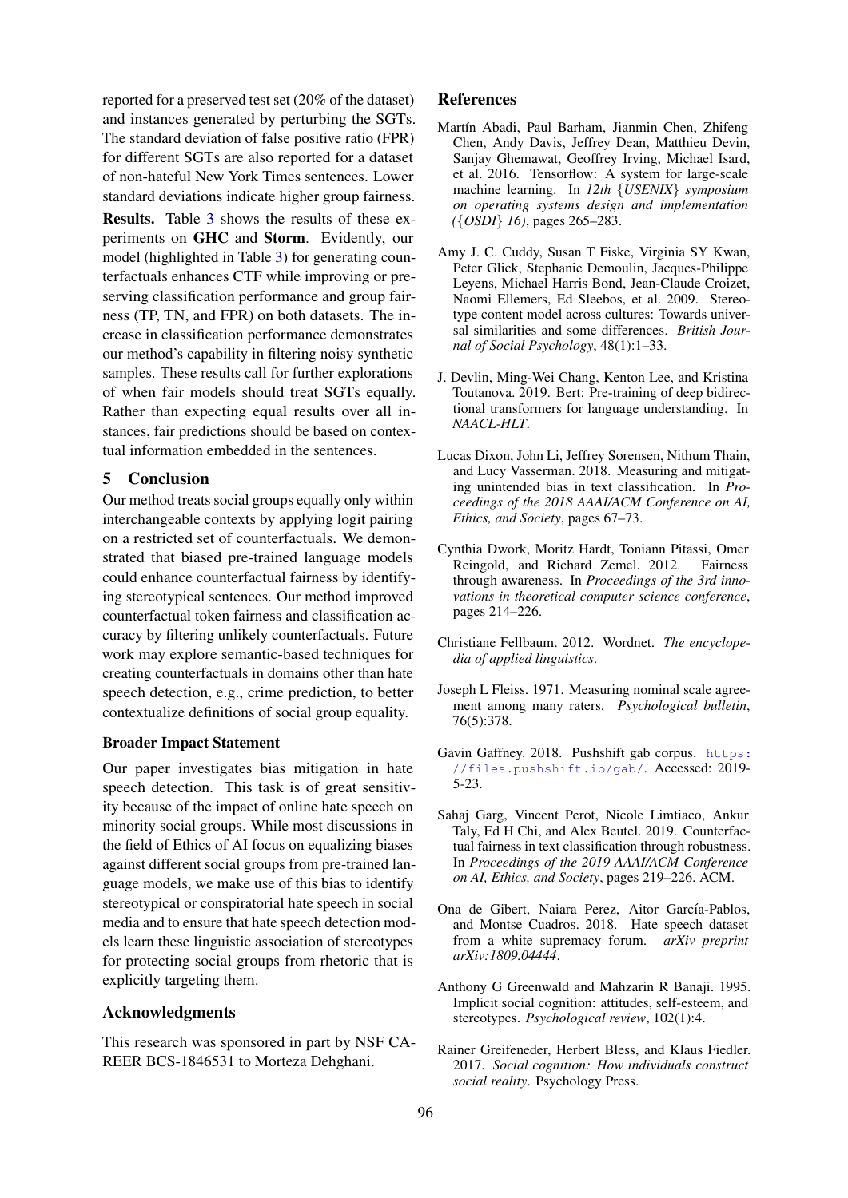reported for a preserved test set (20% of the dataset) and instances generated by perturbing the SGTs. The standard deviation of false positive ratio (FPR) for different SGTs are also reported for a dataset of non-hateful New York Times sentences. Lower standard deviations indicate higher group fairness.

**Results.** Table 3 shows the results of these experiments on **GHC** and **Storm**. Evidently, our model (highlighted in Table 3) for generating counterfactuals enhances CTF while improving or preserving classification performance and group fairness (TP, TN, and FPR) on both datasets. The increase in classification performance demonstrates our method's capability in filtering noisy synthetic samples. These results call for further explorations of when fair models should treat SGTs equally. Rather than expecting equal results over all instances, fair predictions should be based on contextual information embedded in the sentences.

## 5 Conclusion

Our method treats social groups equally only within interchangeable contexts by applying logit pairing on a restricted set of counterfactuals. We demonstrated that biased pre-trained language models could enhance counterfactual fairness by identifying stereotypical sentences. Our method improved counterfactual token fairness and classification accuracy by filtering unlikely counterfactuals. Future work may explore semantic-based techniques for creating counterfactuals in domains other than hate speech detection, e.g., crime prediction, to better contextualize definitions of social group equality.

### Broader Impact Statement

Our paper investigates bias mitigation in hate speech detection. This task is of great sensitivity because of the impact of online hate speech on minority social groups. While most discussions in the field of Ethics of AI focus on equalizing biases against different social groups from pre-trained language models, we make use of this bias to identify stereotypical or conspiratorial hate speech in social media and to ensure that hate speech detection models learn these linguistic association of stereotypes for protecting social groups from rhetoric that is explicitly targeting them.

## Acknowledgments

This research was sponsored in part by NSF CAREER BCS-1846531 to Morteza Dehghani.

## References

Martín Abadi, Paul Barham, Jianmin Chen, Zhifeng Chen, Andy Davis, Jeffrey Dean, Matthieu Devin, Sanjay Ghemawat, Geoffrey Irving, Michael Isard, et al. 2016. Tensorflow: A system for large-scale machine learning. In *12th {USENIX} symposium on operating systems design and implementation ({OSDI} 16)*, pages 265–283.

Amy J. C. Cuddy, Susan T Fiske, Virginia SY Kwan, Peter Glick, Stephanie Demoulin, Jacques-Philippe Leyens, Michael Harris Bond, Jean-Claude Croizet, Naomi Ellemers, Ed Sleebos, et al. 2009. Stereotype content model across cultures: Towards universal similarities and some differences. *British Journal of Social Psychology*, 48(1):1–33.

J. Devlin, Ming-Wei Chang, Kenton Lee, and Kristina Toutanova. 2019. Bert: Pre-training of deep bidirectional transformers for language understanding. In *NAACL-HLT*.

Lucas Dixon, John Li, Jeffrey Sorensen, Nithum Thain, and Lucy Vasserman. 2018. Measuring and mitigating unintended bias in text classification. In *Proceedings of the 2018 AAAI/ACM Conference on AI, Ethics, and Society*, pages 67–73.

Cynthia Dwork, Moritz Hardt, Toniann Pitassi, Omer Reingold, and Richard Zemel. 2012. Fairness through awareness. In *Proceedings of the 3rd innovations in theoretical computer science conference*, pages 214–226.

Christiane Fellbaum. 2012. Wordnet. *The encyclopedia of applied linguistics*.

Joseph L Fleiss. 1971. Measuring nominal scale agreement among many raters. *Psychological bulletin*, 76(5):378.

Gavin Gaffney. 2018. Pushshift gab corpus. https://files.pushshift.io/gab/. Accessed: 2019-5-23.

Sahaj Garg, Vincent Perot, Nicole Limtiaco, Ankur Taly, Ed H Chi, and Alex Beutel. 2019. Counterfactual fairness in text classification through robustness. In *Proceedings of the 2019 AAAI/ACM Conference on AI, Ethics, and Society*, pages 219–226. ACM.

Ona de Gibert, Naiara Perez, Aitor García-Pablos, and Montse Cuadros. 2018. Hate speech dataset from a white supremacy forum. *arXiv preprint arXiv:1809.04444*.

Anthony G Greenwald and Mahzarin R Banaji. 1995. Implicit social cognition: attitudes, self-esteem, and stereotypes. *Psychological review*, 102(1):4.

Rainer Greifeneder, Herbert Bless, and Klaus Fiedler. 2017. *Social cognition: How individuals construct social reality*. Psychology Press.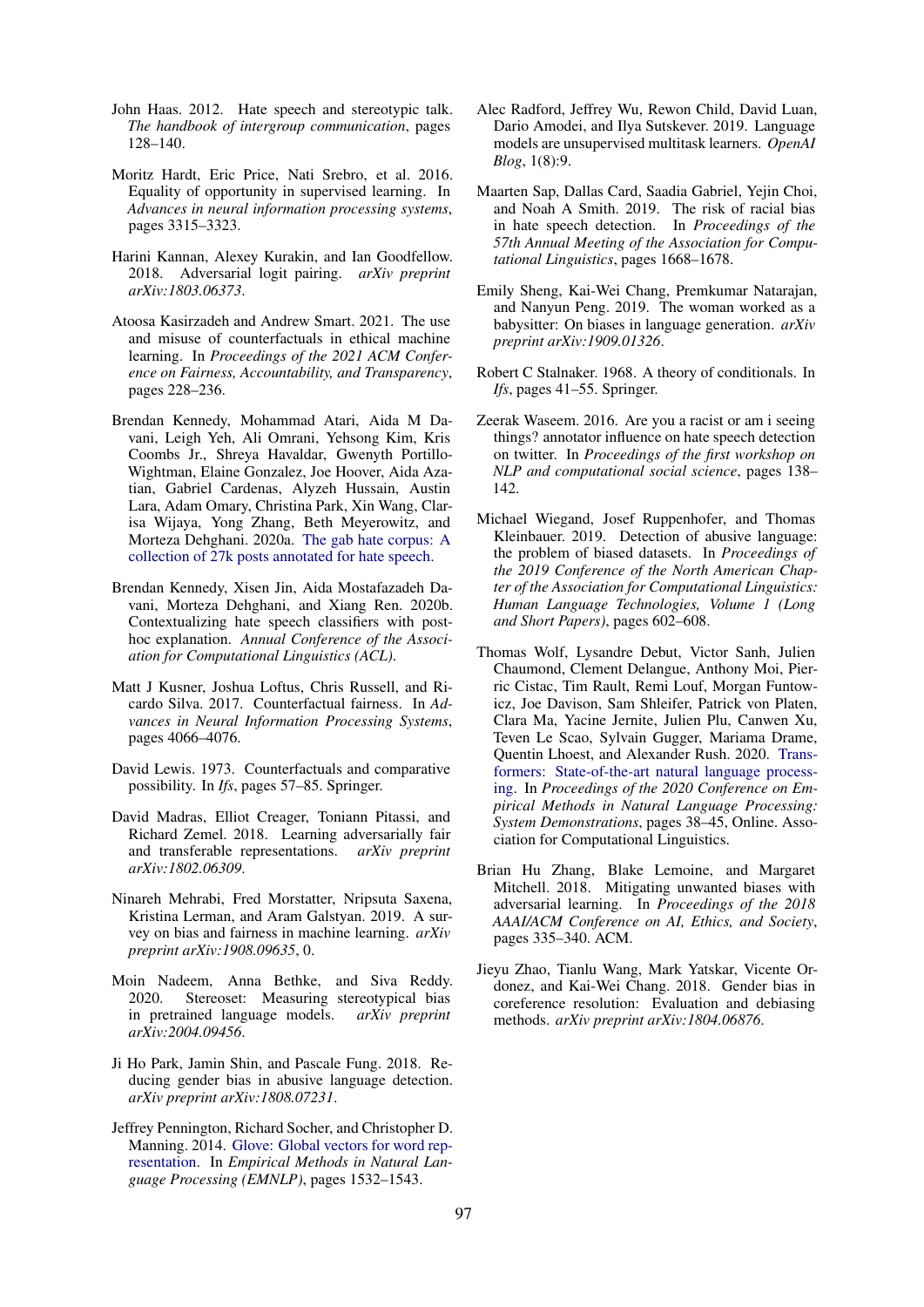John Haas. 2012. Hate speech and stereotypic talk. *The handbook of intergroup communication*, pages 128–140.

Moritz Hardt, Eric Price, Nati Srebro, et al. 2016. Equality of opportunity in supervised learning. In *Advances in neural information processing systems*, pages 3315–3323.

Harini Kannan, Alexey Kurakin, and Ian Goodfellow. 2018. Adversarial logit pairing. *arXiv preprint arXiv:1803.06373*.

Atoosa Kasirzadeh and Andrew Smart. 2021. The use and misuse of counterfactuals in ethical machine learning. In *Proceedings of the 2021 ACM Conference on Fairness, Accountability, and Transparency*, pages 228–236.

Brendan Kennedy, Mohammad Atari, Aida M Davani, Leigh Yeh, Ali Omrani, Yehsong Kim, Kris Coombs Jr., Shreya Havaldar, Gwenyth Portillo-Wightman, Elaine Gonzalez, Joe Hoover, Aida Azatian, Gabriel Cardenas, Alyzeh Hussain, Austin Lara, Adam Omary, Christina Park, Xin Wang, Clarisa Wijaya, Yong Zhang, Beth Meyerowitz, and Morteza Dehghani. 2020a. The gab hate corpus: A collection of 27k posts annotated for hate speech.

Brendan Kennedy, Xisen Jin, Aida Mostafazadeh Davani, Morteza Dehghani, and Xiang Ren. 2020b. Contextualizing hate speech classifiers with post-hoc explanation. *Annual Conference of the Association for Computational Linguistics (ACL)*.

Matt J Kusner, Joshua Loftus, Chris Russell, and Ricardo Silva. 2017. Counterfactual fairness. In *Advances in Neural Information Processing Systems*, pages 4066–4076.

David Lewis. 1973. Counterfactuals and comparative possibility. In *Ifs*, pages 57–85. Springer.

David Madras, Elliot Creager, Toniann Pitassi, and Richard Zemel. 2018. Learning adversarially fair and transferable representations. *arXiv preprint arXiv:1802.06309*.

Ninareh Mehrabi, Fred Morstatter, Nripsuta Saxena, Kristina Lerman, and Aram Galstyan. 2019. A survey on bias and fairness in machine learning. *arXiv preprint arXiv:1908.09635*, 0.

Moin Nadeem, Anna Bethke, and Siva Reddy. 2020. Stereoset: Measuring stereotypical bias in pretrained language models. *arXiv preprint arXiv:2004.09456*.

Ji Ho Park, Jamin Shin, and Pascale Fung. 2018. Reducing gender bias in abusive language detection. *arXiv preprint arXiv:1808.07231*.

Jeffrey Pennington, Richard Socher, and Christopher D. Manning. 2014. Glove: Global vectors for word representation. In *Empirical Methods in Natural Language Processing (EMNLP)*, pages 1532–1543.

Alec Radford, Jeffrey Wu, Rewon Child, David Luan, Dario Amodei, and Ilya Sutskever. 2019. Language models are unsupervised multitask learners. *OpenAI Blog*, 1(8):9.

Maarten Sap, Dallas Card, Saadia Gabriel, Yejin Choi, and Noah A Smith. 2019. The risk of racial bias in hate speech detection. In *Proceedings of the 57th Annual Meeting of the Association for Computational Linguistics*, pages 1668–1678.

Emily Sheng, Kai-Wei Chang, Premkumar Natarajan, and Nanyun Peng. 2019. The woman worked as a babysitter: On biases in language generation. *arXiv preprint arXiv:1909.01326*.

Robert C Stalnaker. 1968. A theory of conditionals. In *Ifs*, pages 41–55. Springer.

Zeerak Waseem. 2016. Are you a racist or am i seeing things? annotator influence on hate speech detection on twitter. In *Proceedings of the first workshop on NLP and computational social science*, pages 138–142.

Michael Wiegand, Josef Ruppenhofer, and Thomas Kleinbauer. 2019. Detection of abusive language: the problem of biased datasets. In *Proceedings of the 2019 Conference of the North American Chapter of the Association for Computational Linguistics: Human Language Technologies, Volume 1 (Long and Short Papers)*, pages 602–608.

Thomas Wolf, Lysandre Debut, Victor Sanh, Julien Chaumond, Clement Delangue, Anthony Moi, Pierric Cistac, Tim Rault, Remi Louf, Morgan Funtowicz, Joe Davison, Sam Shleifer, Patrick von Platen, Clara Ma, Yacine Jernite, Julien Plu, Canwen Xu, Teven Le Scao, Sylvain Gugger, Mariama Drame, Quentin Lhoest, and Alexander Rush. 2020. Transformers: State-of-the-art natural language processing. In *Proceedings of the 2020 Conference on Empirical Methods in Natural Language Processing: System Demonstrations*, pages 38–45, Online. Association for Computational Linguistics.

Brian Hu Zhang, Blake Lemoine, and Margaret Mitchell. 2018. Mitigating unwanted biases with adversarial learning. In *Proceedings of the 2018 AAAI/ACM Conference on AI, Ethics, and Society*, pages 335–340. ACM.

Jieyu Zhao, Tianlu Wang, Mark Yatskar, Vicente Ordonez, and Kai-Wei Chang. 2018. Gender bias in coreference resolution: Evaluation and debiasing methods. *arXiv preprint arXiv:1804.06876*.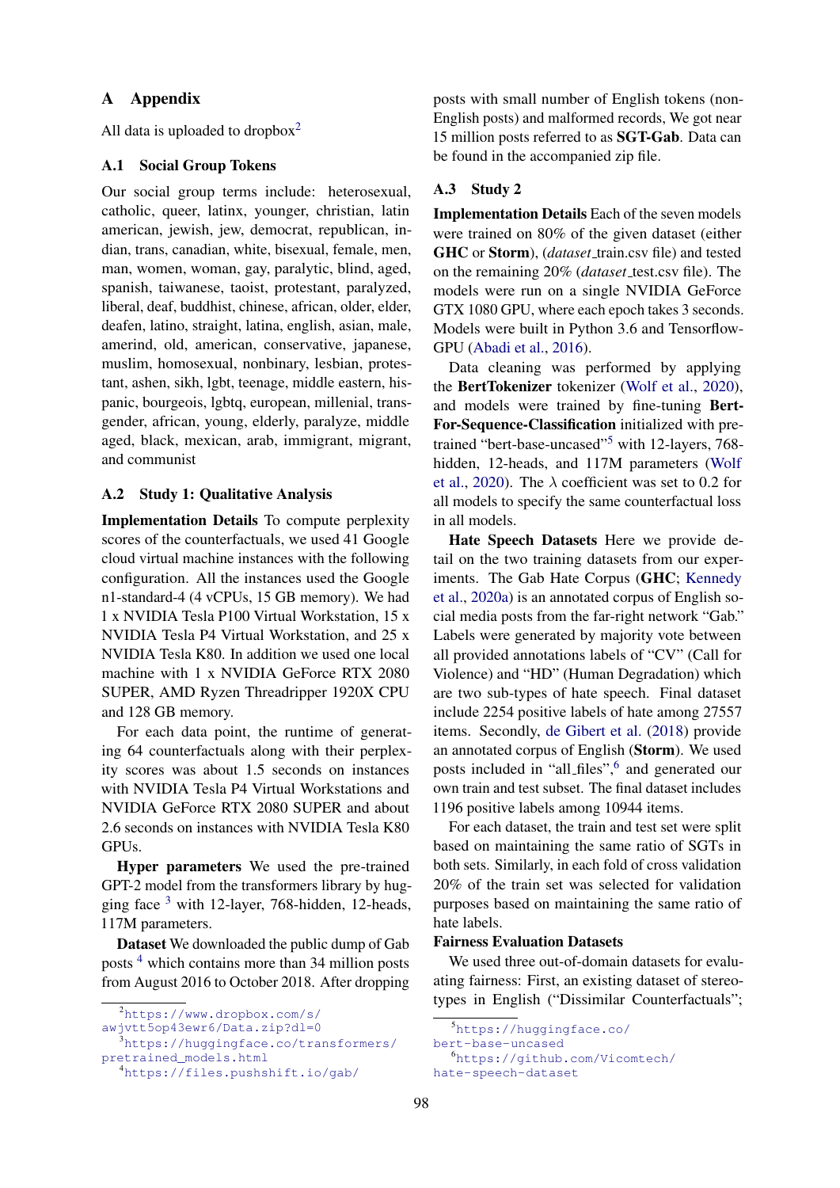# A Appendix

All data is uploaded to dropbox[2]

## A.1 Social Group Tokens

Our social group terms include: heterosexual, catholic, queer, latinx, younger, christian, latin american, jewish, jew, democrat, republican, indian, trans, canadian, white, bisexual, female, men, man, women, woman, gay, paralytic, blind, aged, spanish, taiwanese, taoist, protestant, paralyzed, liberal, deaf, buddhist, chinese, african, older, elder, deafen, latino, straight, latina, english, asian, male, amerind, old, american, conservative, japanese, muslim, homosexual, nonbinary, lesbian, protestant, ashen, sikh, lgbt, teenage, middle eastern, hispanic, bourgeois, lgbtq, european, millenial, transgender, african, young, elderly, paralyze, middle aged, black, mexican, arab, immigrant, migrant, and communist

## A.2 Study 1: Qualitative Analysis

**Implementation Details** To compute perplexity scores of the counterfactuals, we used 41 Google cloud virtual machine instances with the following configuration. All the instances used the Google n1-standard-4 (4 vCPUs, 15 GB memory). We had 1 x NVIDIA Tesla P100 Virtual Workstation, 15 x NVIDIA Tesla P4 Virtual Workstation, and 25 x NVIDIA Tesla K80. In addition we used one local machine with 1 x NVIDIA GeForce RTX 2080 SUPER, AMD Ryzen Threadripper 1920X CPU and 128 GB memory.

For each data point, the runtime of generating 64 counterfactuals along with their perplexity scores was about 1.5 seconds on instances with NVIDIA Tesla P4 Virtual Workstations and NVIDIA GeForce RTX 2080 SUPER and about 2.6 seconds on instances with NVIDIA Tesla K80 GPUs.

**Hyper parameters** We used the pre-trained GPT-2 model from the transformers library by hugging face [3] with 12-layer, 768-hidden, 12-heads, 117M parameters.

**Dataset** We downloaded the public dump of Gab posts [4] which contains more than 34 million posts from August 2016 to October 2018. After dropping posts with small number of English tokens (non-English posts) and malformed records, We got near 15 million posts referred to as **SGT-Gab**. Data can be found in the accompanied zip file.

## A.3 Study 2

**Implementation Details** Each of the seven models were trained on 80% of the given dataset (either **GHC** or **Storm**), (*dataset*_train.csv file) and tested on the remaining 20% (*dataset*_test.csv file). The models were run on a single NVIDIA GeForce GTX 1080 GPU, where each epoch takes 3 seconds. Models were built in Python 3.6 and Tensorflow-GPU (Abadi et al., 2016).

Data cleaning was performed by applying the **BertTokenizer** tokenizer (Wolf et al., 2020), and models were trained by fine-tuning **Bert-For-Sequence-Classification** initialized with pre-trained "bert-base-uncased"[5] with 12-layers, 768-hidden, 12-heads, and 117M parameters (Wolf et al., 2020). The $\lambda$ coefficient was set to 0.2 for all models to specify the same counterfactual loss in all models.

**Hate Speech Datasets** Here we provide detail on the two training datasets from our experiments. The Gab Hate Corpus (**GHC**; Kennedy et al., 2020a) is an annotated corpus of English social media posts from the far-right network "Gab." Labels were generated by majority vote between all provided annotations labels of "CV" (Call for Violence) and "HD" (Human Degradation) which are two sub-types of hate speech. Final dataset include 2254 positive labels of hate among 27557 items. Secondly, de Gibert et al. (2018) provide an annotated corpus of English (**Storm**). We used posts included in "all_files",[6] and generated our own train and test subset. The final dataset includes 1196 positive labels among 10944 items.

For each dataset, the train and test set were split based on maintaining the same ratio of SGTs in both sets. Similarly, in each fold of cross validation 20% of the train set was selected for validation purposes based on maintaining the same ratio of hate labels.

**Fairness Evaluation Datasets**

We used three out-of-domain datasets for evaluating fairness: First, an existing dataset of stereotypes in English ("Dissimilar Counterfactuals";

---

[2] https://www.dropbox.com/s/awjvtt5op43ewr6/Data.zip?dl=0

[3] https://huggingface.co/transformers/pretrained_models.html

[4] https://files.pushshift.io/gab/

[5] https://huggingface.co/bert-base-uncased

[6] https://github.com/Vicomtech/hate-speech-dataset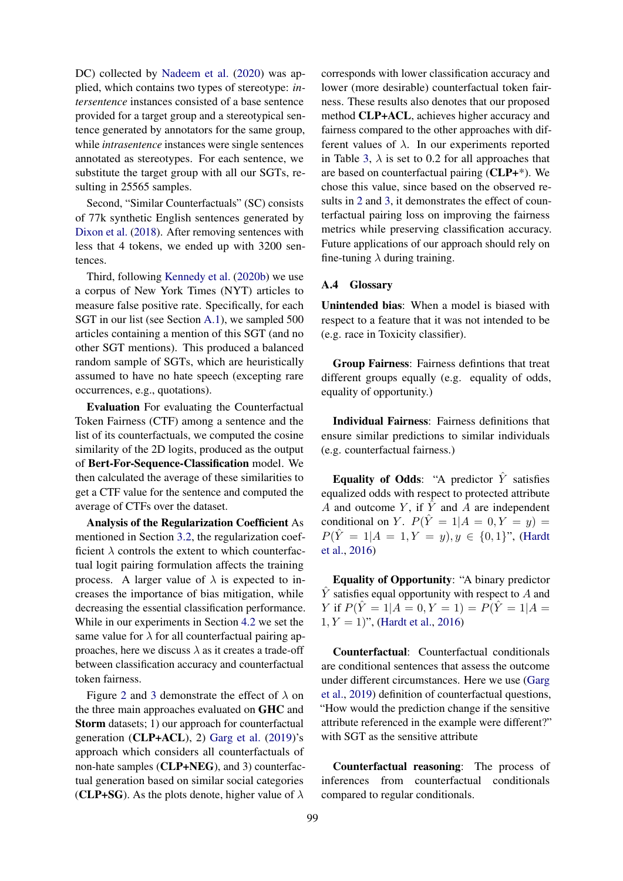DC) collected by Nadeem et al. (2020) was applied, which contains two types of stereotype: *intersentence* instances consisted of a base sentence provided for a target group and a stereotypical sentence generated by annotators for the same group, while *intrasentence* instances were single sentences annotated as stereotypes. For each sentence, we substitute the target group with all our SGTs, resulting in 25565 samples.

Second, "Similar Counterfactuals" (SC) consists of 77k synthetic English sentences generated by Dixon et al. (2018). After removing sentences with less that 4 tokens, we ended up with 3200 sentences.

Third, following Kennedy et al. (2020b) we use a corpus of New York Times (NYT) articles to measure false positive rate. Specifically, for each SGT in our list (see Section A.1), we sampled 500 articles containing a mention of this SGT (and no other SGT mentions). This produced a balanced random sample of SGTs, which are heuristically assumed to have no hate speech (excepting rare occurrences, e.g., quotations).

**Evaluation** For evaluating the Counterfactual Token Fairness (CTF) among a sentence and the list of its counterfactuals, we computed the cosine similarity of the 2D logits, produced as the output of **Bert-For-Sequence-Classification** model. We then calculated the average of these similarities to get a CTF value for the sentence and computed the average of CTFs over the dataset.

**Analysis of the Regularization Coefficient** As mentioned in Section 3.2, the regularization coefficient $\lambda$ controls the extent to which counterfactual logit pairing formulation affects the training process. A larger value of $\lambda$ is expected to increases the importance of bias mitigation, while decreasing the essential classification performance. While in our experiments in Section 4.2 we set the same value for $\lambda$ for all counterfactual pairing approaches, here we discuss $\lambda$ as it creates a trade-off between classification accuracy and counterfactual token fairness.

Figure 2 and 3 demonstrate the effect of $\lambda$ on the three main approaches evaluated on **GHC** and **Storm** datasets; 1) our approach for counterfactual generation (**CLP+ACL**), 2) Garg et al. (2019)'s approach which considers all counterfactuals of non-hate samples (**CLP+NEG**), and 3) counterfactual generation based on similar social categories (**CLP+SG**). As the plots denote, higher value of $\lambda$ corresponds with lower classification accuracy and lower (more desirable) counterfactual token fairness. These results also denotes that our proposed method **CLP+ACL**, achieves higher accuracy and fairness compared to the other approaches with different values of $\lambda$. In our experiments reported in Table 3, $\lambda$ is set to 0.2 for all approaches that are based on counterfactual pairing (**CLP+***). We chose this value, since based on the observed results in 2 and 3, it demonstrates the effect of counterfactual pairing loss on improving the fairness metrics while preserving classification accuracy. Future applications of our approach should rely on fine-tuning $\lambda$ during training.

### A.4 Glossary

**Unintended bias**: When a model is biased with respect to a feature that it was not intended to be (e.g. race in Toxicity classifier).

**Group Fairness**: Fairness defintions that treat different groups equally (e.g. equality of odds, equality of opportunity.)

**Individual Fairness**: Fairness definitions that ensure similar predictions to similar individuals (e.g. counterfactual fairness.)

**Equality of Odds**: "A predictor $\hat{Y}$ satisfies equalized odds with respect to protected attribute $A$ and outcome $Y$, if $\hat{Y}$ and $A$ are independent conditional on $Y$. $P(\hat{Y} = 1|A = 0, Y = y) = P(\hat{Y} = 1|A = 1, Y = y), y \in \{0, 1\}$", (Hardt et al., 2016)

**Equality of Opportunity**: "A binary predictor $\hat{Y}$ satisfies equal opportunity with respect to $A$ and $Y$ if $P(\hat{Y} = 1|A = 0, Y = 1) = P(\hat{Y} = 1|A = 1, Y = 1)$", (Hardt et al., 2016)

**Counterfactual**: Counterfactual conditionals are conditional sentences that assess the outcome under different circumstances. Here we use (Garg et al., 2019) definition of counterfactual questions, "How would the prediction change if the sensitive attribute referenced in the example were different?" with SGT as the sensitive attribute

**Counterfactual reasoning**: The process of inferences from counterfactual conditionals compared to regular conditionals.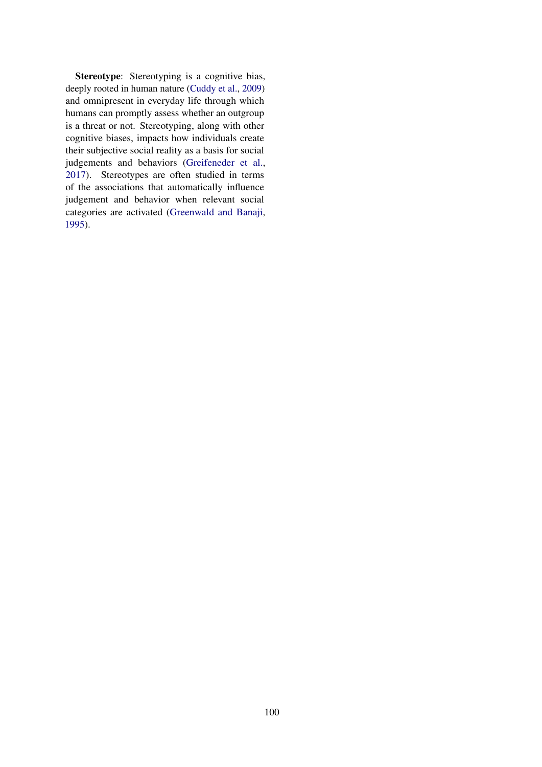**Stereotype**: Stereotyping is a cognitive bias, deeply rooted in human nature (Cuddy et al., 2009) and omnipresent in everyday life through which humans can promptly assess whether an outgroup is a threat or not. Stereotyping, along with other cognitive biases, impacts how individuals create their subjective social reality as a basis for social judgements and behaviors (Greifeneder et al., 2017). Stereotypes are often studied in terms of the associations that automatically influence judgement and behavior when relevant social categories are activated (Greenwald and Banaji, 1995).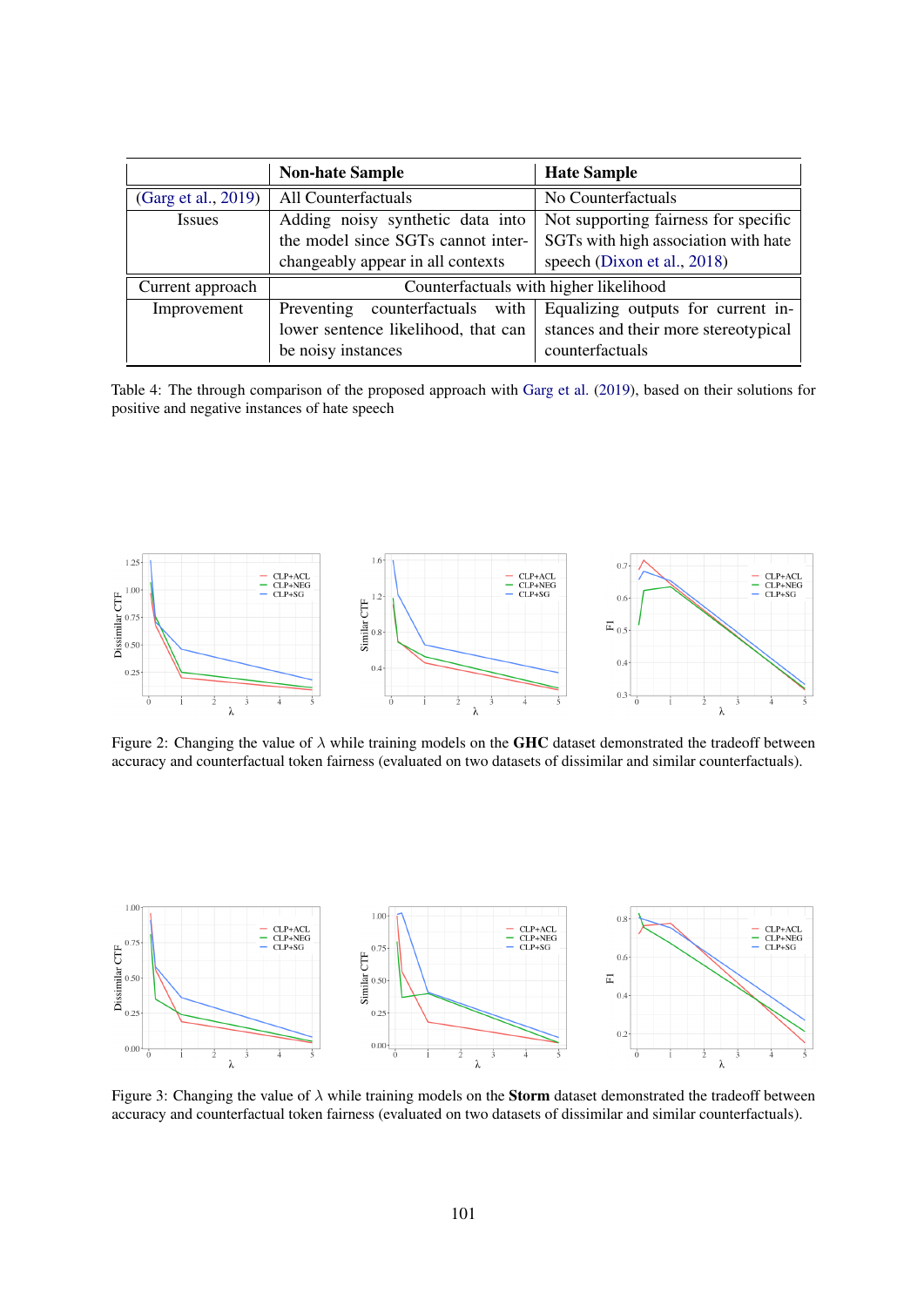| | Non-hate Sample | Hate Sample |
|---|---|---|
| (Garg et al., 2019) | All Counterfactuals | No Counterfactuals |
| Issues | Adding noisy synthetic data into the model since SGTs cannot interchangeably appear in all contexts | Not supporting fairness for specific SGTs with high association with hate speech (Dixon et al., 2018) |
| Current approach | Counterfactuals with higher likelihood | |
| Improvement | Preventing counterfactuals with lower sentence likelihood, that can be noisy instances | Equalizing outputs for current instances and their more stereotypical counterfactuals |

Table 4: The through comparison of the proposed approach with Garg et al. (2019), based on their solutions for positive and negative instances of hate speech

Dissimilar CTF
1.25
1.00
0.75
0.50
0.25
0 1 2 3 4 5
λ
CLP+ACL
CLP+NEG
CLP+SG

Similar CTF
1.6
1.2
0.8
0.4
0 1 2 3 4 5
λ
CLP+ACL
CLP+NEG
CLP+SG

F1
0.7
0.6
0.5
0.4
0.3
0 1 2 3 4 5
λ
CLP+ACL
CLP+NEG
CLP+SG

Figure 2: Changing the value of $\lambda$ while training models on the **GHC** dataset demonstrated the tradeoff between accuracy and counterfactual token fairness (evaluated on two datasets of dissimilar and similar counterfactuals).

Dissimilar CTF
1.00
0.75
0.50
0.25
0.00
0 1 2 3 4 5
λ
CLP+ACL
CLP+NEG
CLP+SG

Similar CTF
1.00
0.75
0.50
0.25
0.00
0 1 2 3 4 5
λ
CLP+ACL
CLP+NEG
CLP+SG

F1
0.8
0.6
0.4
0.2
0 1 2 3 4 5
λ
CLP+ACL
CLP+NEG
CLP+SG

Figure 3: Changing the value of $\lambda$ while training models on the **Storm** dataset demonstrated the tradeoff between accuracy and counterfactual token fairness (evaluated on two datasets of dissimilar and similar counterfactuals).